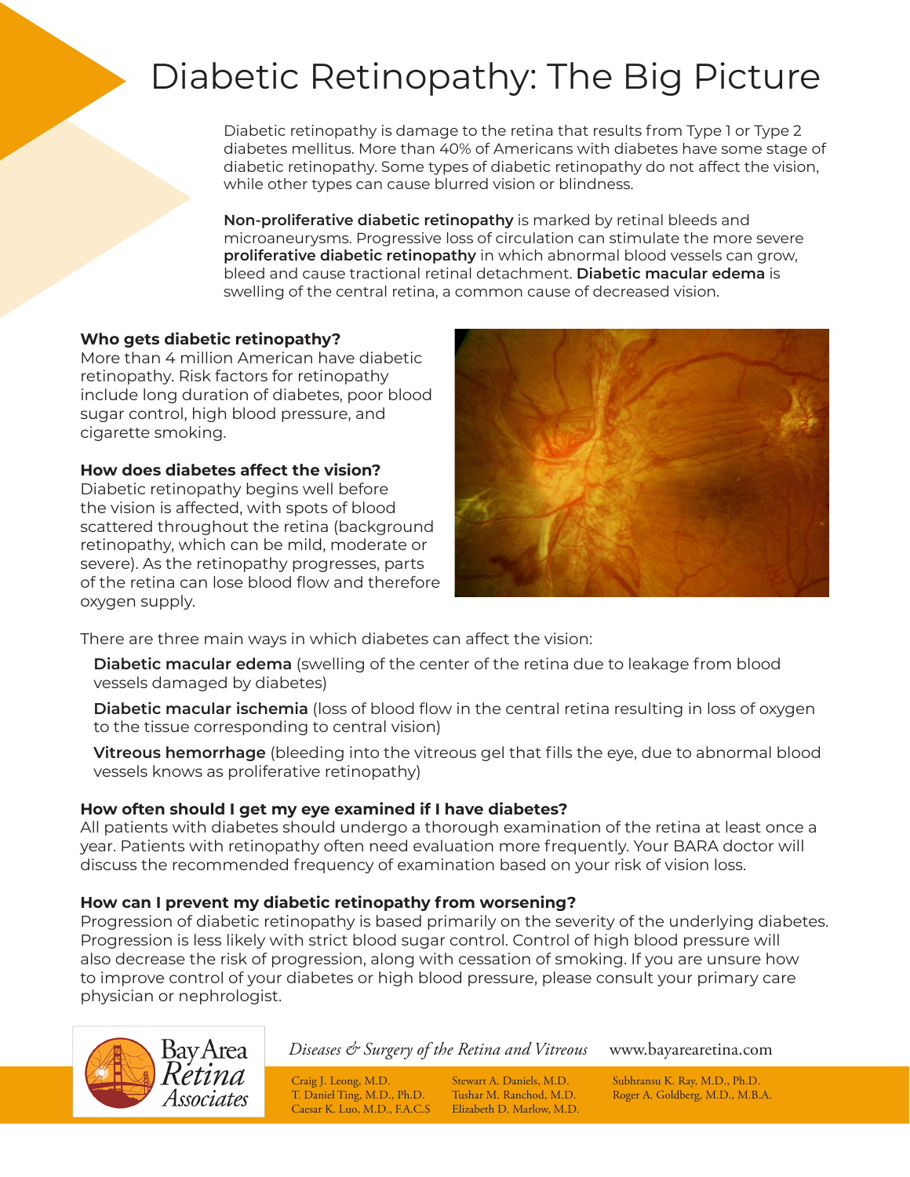# Diabetic Retinopathy: The Big Picture

Diabetic retinopathy is damage to the retina that results from Type 1 or Type 2 diabetes mellitus. More than 40% of Americans with diabetes have some stage of diabetic retinopathy. Some types of diabetic retinopathy do not affect the vision, while other types can cause blurred vision or blindness.

**Non-proliferative diabetic retinopathy** is marked by retinal bleeds and microaneurysms. Progressive loss of circulation can stimulate the more severe **proliferative diabetic retinopathy** in which abnormal blood vessels can grow, bleed and cause tractional retinal detachment. **Diabetic macular edema** is swelling of the central retina, a common cause of decreased vision.

### Who gets diabetic retinopathy?

More than 4 million American have diabetic retinopathy. Risk factors for retinopathy include long duration of diabetes, poor blood sugar control, high blood pressure, and cigarette smoking.

### How does diabetes affect the vision?

Diabetic retinopathy begins well before the vision is affected, with spots of blood scattered throughout the retina (background retinopathy, which can be mild, moderate or severe). As the retinopathy progresses, parts of the retina can lose blood flow and therefore oxygen supply.

There are three main ways in which diabetes can affect the vision:

**Diabetic macular edema** (swelling of the center of the retina due to leakage from blood vessels damaged by diabetes)

**Diabetic macular ischemia** (loss of blood flow in the central retina resulting in loss of oxygen to the tissue corresponding to central vision)

**Vitreous hemorrhage** (bleeding into the vitreous gel that fills the eye, due to abnormal blood vessels knows as proliferative retinopathy)

### How often should I get my eye examined if I have diabetes?

All patients with diabetes should undergo a thorough examination of the retina at least once a year. Patients with retinopathy often need evaluation more frequently. Your BARA doctor will discuss the recommended frequency of examination based on your risk of vision loss.

### How can I prevent my diabetic retinopathy from worsening?

Progression of diabetic retinopathy is based primarily on the severity of the underlying diabetes. Progression is less likely with strict blood sugar control. Control of high blood pressure will also decrease the risk of progression, along with cessation of smoking. If you are unsure how to improve control of your diabetes or high blood pressure, please consult your primary care physician or nephrologist.

Bay Area Retina Associates

*Diseases & Surgery of the Retina and Vitreous* www.bayarearetina.com

Craig J. Leong, M.D.
T. Daniel Ting, M.D., Ph.D.
Caesar K. Luo, M.D., F.A.C.S
Stewart A. Daniels, M.D.
Tushar M. Ranchod, M.D.
Elizabeth D. Marlow, M.D.
Subhransu K. Ray, M.D., Ph.D.
Roger A. Goldberg, M.D., M.B.A.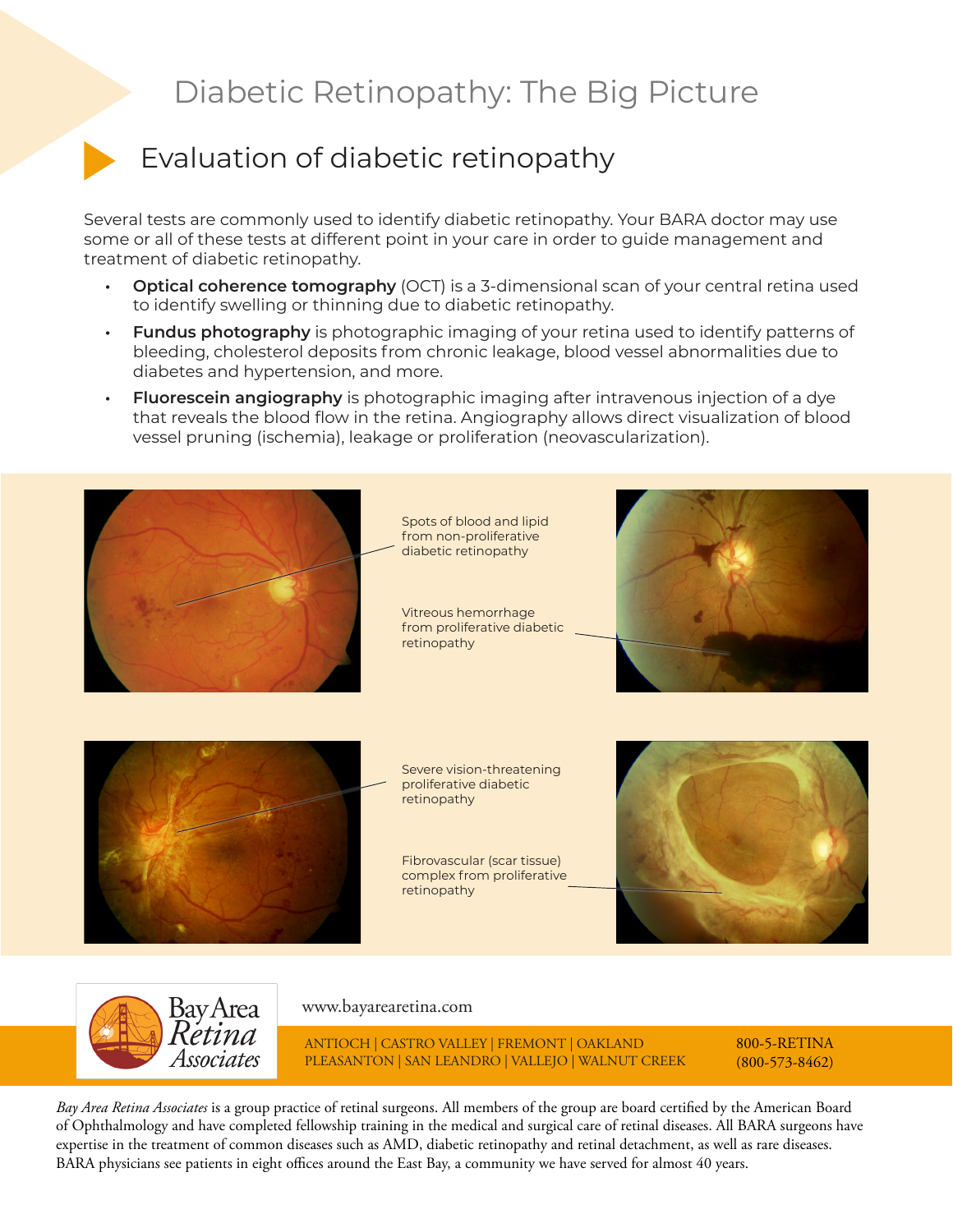# Diabetic Retinopathy: The Big Picture

## Evaluation of diabetic retinopathy

Several tests are commonly used to identify diabetic retinopathy. Your BARA doctor may use some or all of these tests at different point in your care in order to guide management and treatment of diabetic retinopathy.

- **Optical coherence tomography** (OCT) is a 3-dimensional scan of your central retina used to identify swelling or thinning due to diabetic retinopathy.
- **Fundus photography** is photographic imaging of your retina used to identify patterns of bleeding, cholesterol deposits from chronic leakage, blood vessel abnormalities due to diabetes and hypertension, and more.
- **Fluorescein angiography** is photographic imaging after intravenous injection of a dye that reveals the blood flow in the retina. Angiography allows direct visualization of blood vessel pruning (ischemia), leakage or proliferation (neovascularization).

Spots of blood and lipid from non-proliferative diabetic retinopathy

Vitreous hemorrhage from proliferative diabetic retinopathy

Severe vision-threatening proliferative diabetic retinopathy

Fibrovascular (scar tissue) complex from proliferative retinopathy

Bay Area Retina Associates

www.bayarearetina.com

ANTIOCH | CASTRO VALLEY | FREMONT | OAKLAND
PLEASANTON | SAN LEANDRO | VALLEJO | WALNUT CREEK

800-5-RETINA
(800-573-8462)

*Bay Area Retina Associates* is a group practice of retinal surgeons. All members of the group are board certified by the American Board of Ophthalmology and have completed fellowship training in the medical and surgical care of retinal diseases. All BARA surgeons have expertise in the treatment of common diseases such as AMD, diabetic retinopathy and retinal detachment, as well as rare diseases. BARA physicians see patients in eight offices around the East Bay, a community we have served for almost 40 years.